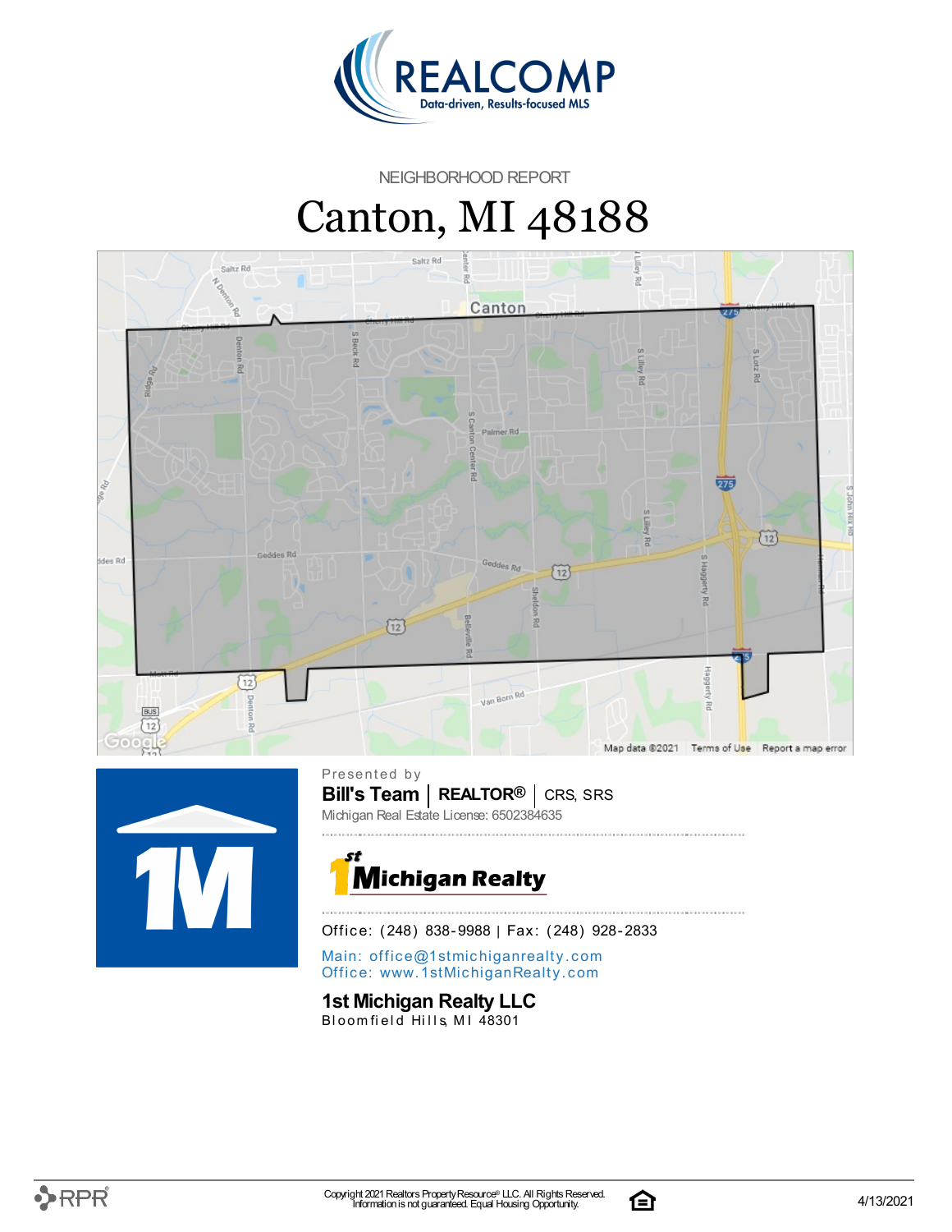NEIGHBORHOOD REPORT

# Canton, MI 48188

Presented by

**Bill's Team** | **REALTOR®** | CRS, SRS

Michigan Real Estate License: 6502384635

Office: (248) 838-9988 | Fax: (248) 928-2833

Main: office@1stmichiganrealty.com
Office: www.1stMichiganRealty.com

**1st Michigan Realty LLC**
Bloomfield Hills, MI 48301

Copyright 2021 Realtors Property Resource® LLC. All Rights Reserved.
Information is not guaranteed. Equal Housing Opportunity.

4/13/2021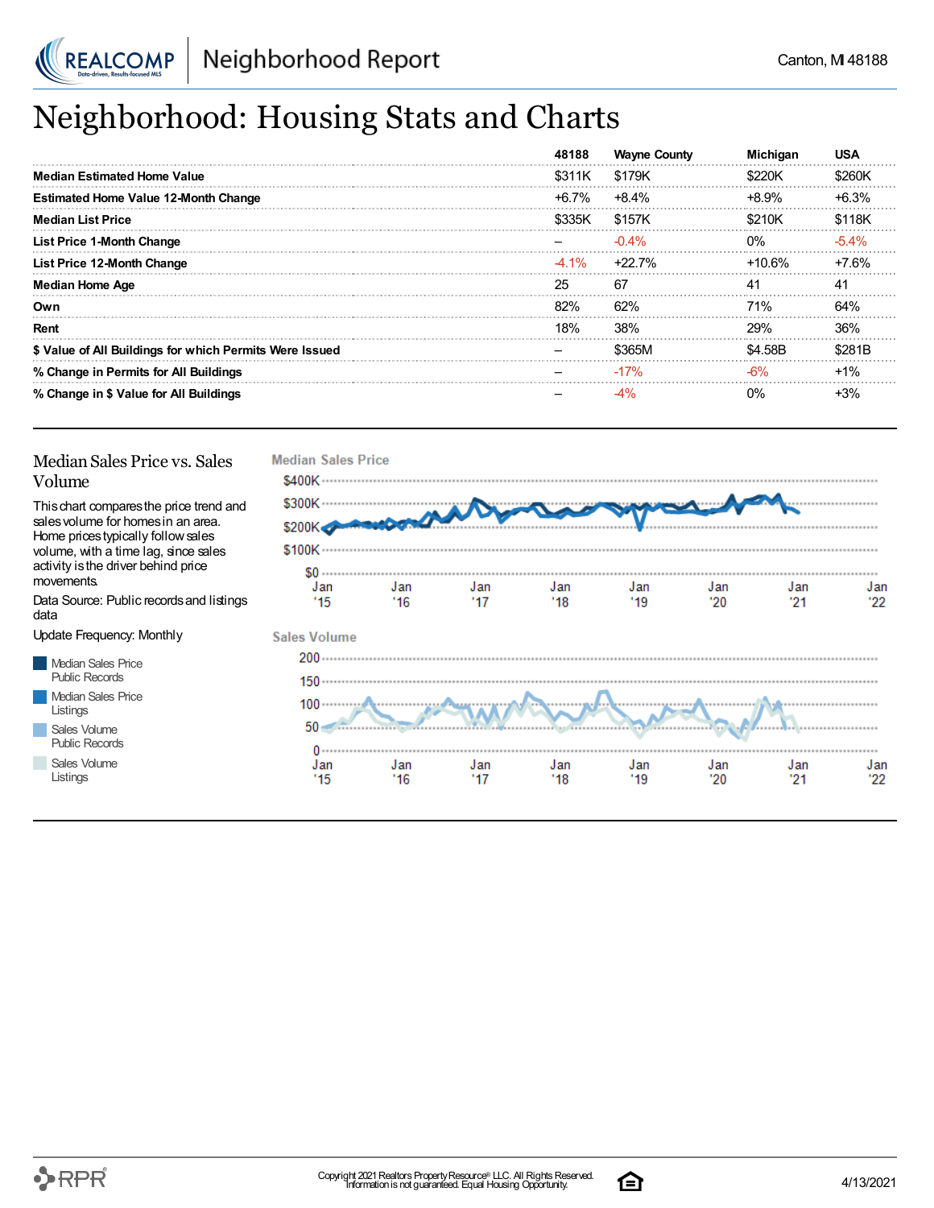# Neighborhood: Housing Stats and Charts

| | 48188 | Wayne County | Michigan | USA |
|---|---|---|---|---|
| **Median Estimated Home Value** | $311K | $179K | $220K | $260K |
| **Estimated Home Value 12-Month Change** | +6.7% | +8.4% | +8.9% | +6.3% |
| **Median List Price** | $335K | $157K | $210K | $118K |
| **List Price 1-Month Change** | – | -0.4% | 0% | -5.4% |
| **List Price 12-Month Change** | -4.1% | +22.7% | +10.6% | +7.6% |
| **Median Home Age** | 25 | 67 | 41 | 41 |
| **Own** | 82% | 62% | 71% | 64% |
| **Rent** | 18% | 38% | 29% | 36% |
| **$ Value of All Buildings for which Permits Were Issued** | – | $365M | $4.58B | $281B |
| **% Change in Permits for All Buildings** | – | -17% | -6% | +1% |
| **% Change in $ Value for All Buildings** | – | -4% | 0% | +3% |

## Median Sales Price vs. Sales Volume

This chart compares the price trend and sales volume for homes in an area. Home prices typically follow sales volume, with a time lag, since sales activity is the driver behind price movements.

Data Source: Public records and listings data

Update Frequency: Monthly

- Median Sales Price Public Records
- Median Sales Price Listings
- Sales Volume Public Records
- Sales Volume Listings

**Median Sales Price**

**Sales Volume**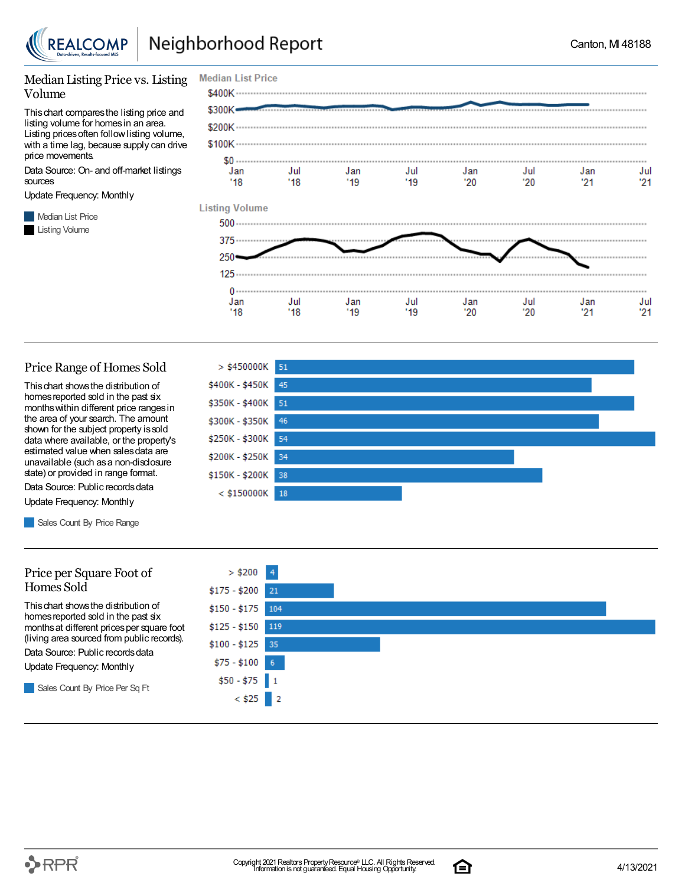# Neighborhood Report

Canton, MI 48188

## Median Listing Price vs. Listing Volume

This chart compares the listing price and listing volume for homes in an area. Listing prices often follow listing volume, with a time lag, because supply can drive price movements.

Data Source: On- and off-market listings sources

Update Frequency: Monthly

- Median List Price
- Listing Volume

**Median List Price**

$400K, $300K, $200K, $100K, $0

Jan '18, Jul '18, Jan '19, Jul '19, Jan '20, Jul '20, Jan '21, Jul '21

**Listing Volume**

500, 375, 250, 125, 0

Jan '18, Jul '18, Jan '19, Jul '19, Jan '20, Jul '20, Jan '21, Jul '21

## Price Range of Homes Sold

This chart shows the distribution of homes reported sold in the past six months within different price ranges in the area of your search. The amount shown for the subject property is sold data where available, or the property's estimated value when sales data are unavailable (such as a non-disclosure state) or provided in range format.

Data Source: Public records data

Update Frequency: Monthly

- Sales Count By Price Range

| Price Range | Sales Count |
|---|---|
| > $450000K | 51 |
| $400K - $450K | 45 |
| $350K - $400K | 51 |
| $300K - $350K | 46 |
| $250K - $300K | 54 |
| $200K - $250K | 34 |
| $150K - $200K | 38 |
| < $150000K | 18 |

## Price per Square Foot of Homes Sold

This chart shows the distribution of homes reported sold in the past six months at different prices per square foot (living area sourced from public records).

Data Source: Public records data

Update Frequency: Monthly

- Sales Count By Price Per Sq Ft

| Price Per Sq Ft | Sales Count |
|---|---|
| > $200 | 4 |
| $175 - $200 | 21 |
| $150 - $175 | 104 |
| $125 - $150 | 119 |
| $100 - $125 | 35 |
| $75 - $100 | 6 |
| $50 - $75 | 1 |
| < $25 | 2 |

Copyright 2021 Realtors Property Resource® LLC. All Rights Reserved. Information is not guaranteed. Equal Housing Opportunity.

4/13/2021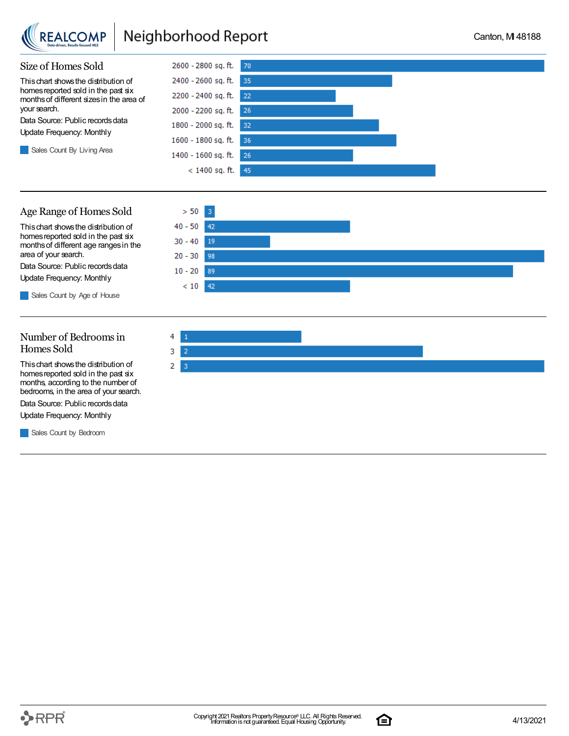## Size of Homes Sold

This chart shows the distribution of homes reported sold in the past six months of different sizes in the area of your search.

Data Source: Public records data

Update Frequency: Monthly

Sales Count By Living Area

| Living Area | Sales Count |
|---|---|
| 2600 - 2800 sq. ft. | 70 |
| 2400 - 2600 sq. ft. | 35 |
| 2200 - 2400 sq. ft. | 22 |
| 2000 - 2200 sq. ft. | 26 |
| 1800 - 2000 sq. ft. | 32 |
| 1600 - 1800 sq. ft. | 36 |
| 1400 - 1600 sq. ft. | 26 |
| < 1400 sq. ft. | 45 |

## Age Range of Homes Sold

This chart shows the distribution of homes reported sold in the past six months of different age ranges in the area of your search.

Data Source: Public records data

Update Frequency: Monthly

Sales Count by Age of House

| Age of House | Sales Count |
|---|---|
| > 50 | 3 |
| 40 - 50 | 42 |
| 30 - 40 | 19 |
| 20 - 30 | 98 |
| 10 - 20 | 89 |
| < 10 | 42 |

## Number of Bedrooms in Homes Sold

This chart shows the distribution of homes reported sold in the past six months, according to the number of bedrooms, in the area of your search.

Data Source: Public records data

Update Frequency: Monthly

Sales Count by Bedroom

| Bedrooms | Sales Count |
|---|---|
| 4 | 1 |
| 3 | 2 |
| 2 | 3 |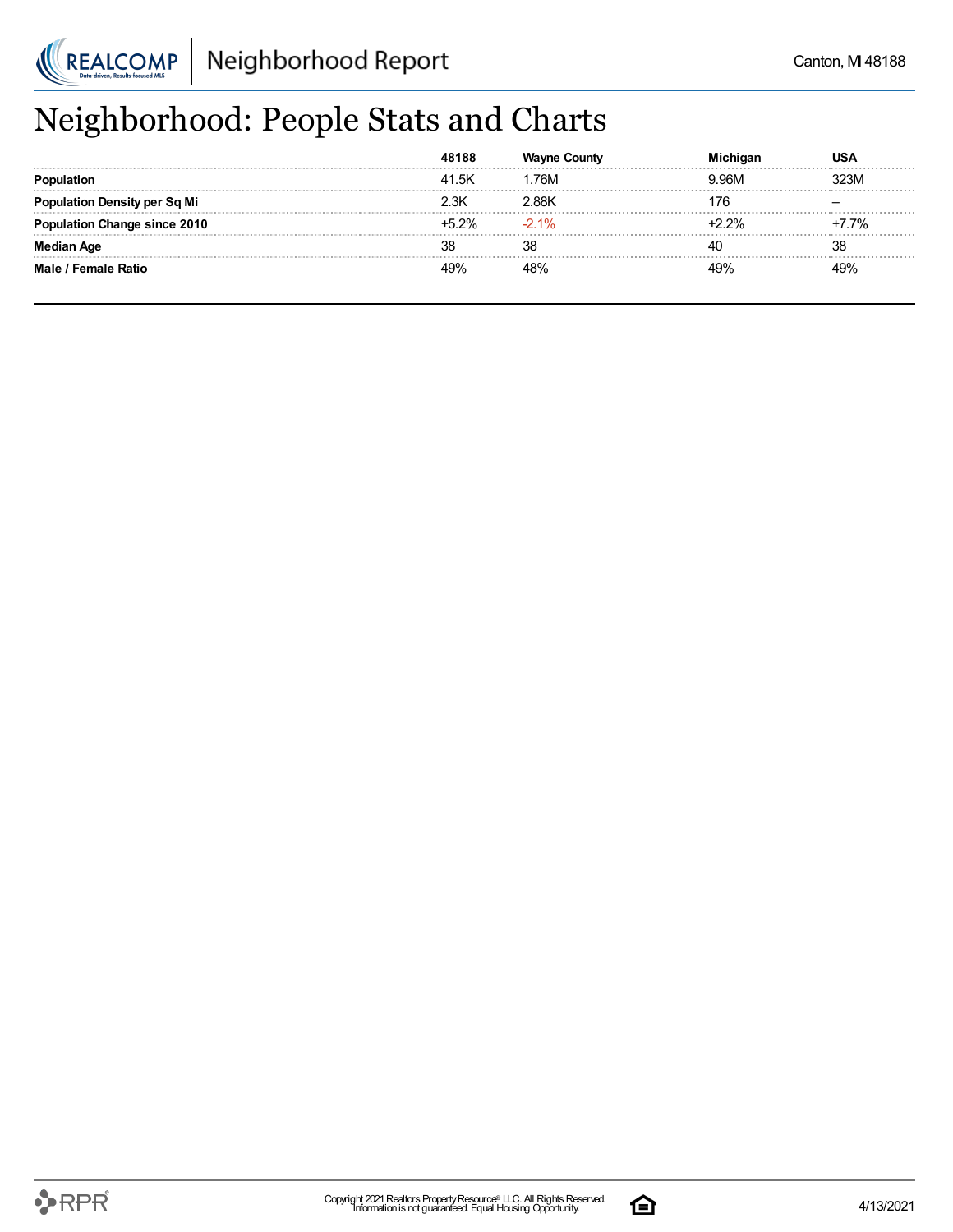# Neighborhood: People Stats and Charts

| | 48188 | Wayne County | Michigan | USA |
|---|---|---|---|---|
| **Population** | 41.5K | 1.76M | 9.96M | 323M |
| **Population Density per Sq Mi** | 2.3K | 2.88K | 176 | – |
| **Population Change since 2010** | +5.2% | -2.1% | +2.2% | +7.7% |
| **Median Age** | 38 | 38 | 40 | 38 |
| **Male / Female Ratio** | 49% | 48% | 49% | 49% |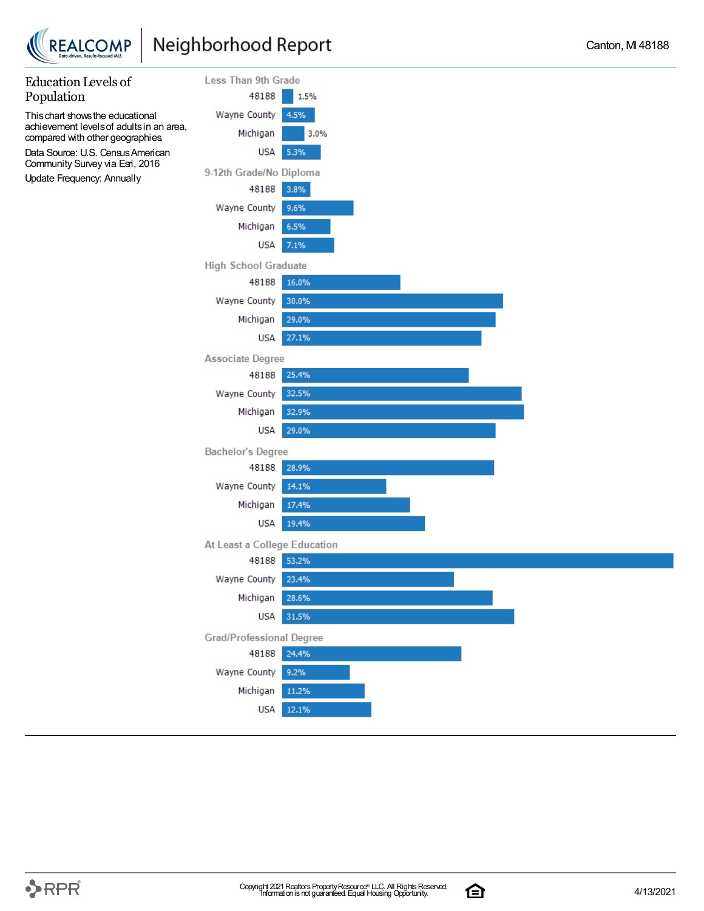## Education Levels of Population

This chart shows the educational achievement levels of adults in an area, compared with other geographies.

Data Source: U.S. Census American Community Survey via Esri, 2016

Update Frequency: Annually

| Category | 48188 | Wayne County | Michigan | USA |
| --- | --- | --- | --- | --- |
| Less Than 9th Grade | 1.5% | 4.5% | 3.0% | 5.3% |
| 9-12th Grade/No Diploma | 3.8% | 9.6% | 6.5% | 7.1% |
| High School Graduate | 16.0% | 30.0% | 29.0% | 27.1% |
| Associate Degree | 25.4% | 32.5% | 32.9% | 29.0% |
| Bachelor's Degree | 28.9% | 14.1% | 17.4% | 19.4% |
| At Least a College Education | 53.2% | 23.4% | 28.6% | 31.5% |
| Grad/Professional Degree | 24.4% | 9.2% | 11.2% | 12.1% |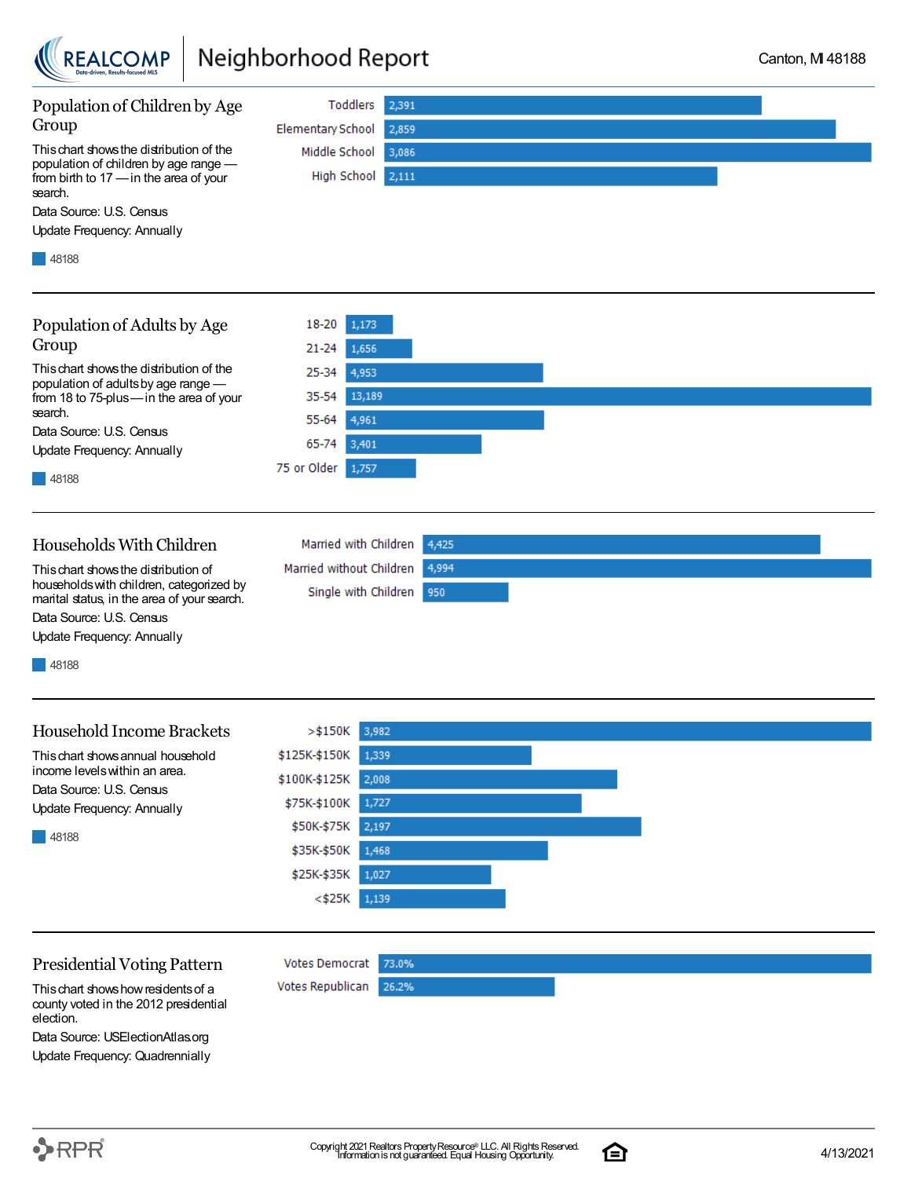## Population of Children by Age Group

This chart shows the distribution of the population of children by age range — from birth to 17 — in the area of your search.

Data Source: U.S. Census

Update Frequency: Annually

48188

| Age Group | 48188 |
|---|---|
| Toddlers | 2,391 |
| Elementary School | 2,859 |
| Middle School | 3,086 |
| High School | 2,111 |

## Population of Adults by Age Group

This chart shows the distribution of the population of adults by age range — from 18 to 75-plus — in the area of your search.

Data Source: U.S. Census

Update Frequency: Annually

48188

| Age Group | 48188 |
|---|---|
| 18-20 | 1,173 |
| 21-24 | 1,656 |
| 25-34 | 4,953 |
| 35-54 | 13,189 |
| 55-64 | 4,961 |
| 65-74 | 3,401 |
| 75 or Older | 1,757 |

## Households With Children

This chart shows the distribution of households with children, categorized by marital status, in the area of your search.

Data Source: U.S. Census

Update Frequency: Annually

48188

| Category | 48188 |
|---|---|
| Married with Children | 4,425 |
| Married without Children | 4,994 |
| Single with Children | 950 |

## Household Income Brackets

This chart shows annual household income levels within an area.

Data Source: U.S. Census

Update Frequency: Annually

48188

| Income Bracket | 48188 |
|---|---|
| >$150K | 3,982 |
| $125K-$150K | 1,339 |
| $100K-$125K | 2,008 |
| $75K-$100K | 1,727 |
| $50K-$75K | 2,197 |
| $35K-$50K | 1,468 |
| $25K-$35K | 1,027 |
| <$25K | 1,139 |

## Presidential Voting Pattern

This chart shows how residents of a county voted in the 2012 presidential election.

Data Source: USElectionAtlas.org

Update Frequency: Quadrennially

| Vote | Percent |
|---|---|
| Votes Democrat | 73.0% |
| Votes Republican | 26.2% |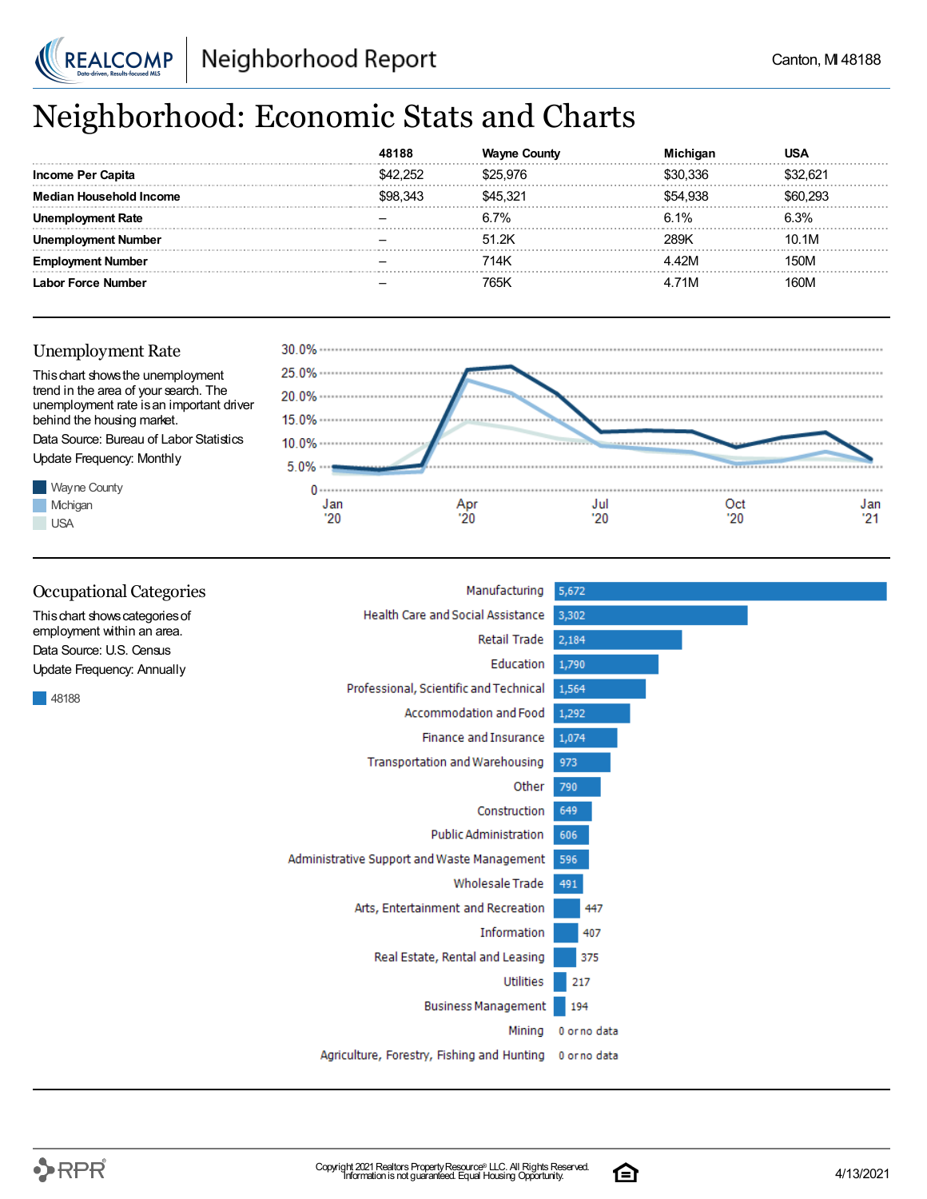# Neighborhood: Economic Stats and Charts

| | 48188 | Wayne County | Michigan | USA |
|---|---|---|---|---|
| **Income Per Capita** | $42,252 | $25,976 | $30,336 | $32,621 |
| **Median Household Income** | $98,343 | $45,321 | $54,938 | $60,293 |
| **Unemployment Rate** | – | 6.7% | 6.1% | 6.3% |
| **Unemployment Number** | – | 51.2K | 289K | 10.1M |
| **Employment Number** | – | 714K | 4.42M | 150M |
| **Labor Force Number** | – | 765K | 4.71M | 160M |

## Unemployment Rate

This chart shows the unemployment trend in the area of your search. The unemployment rate is an important driver behind the housing market.

Data Source: Bureau of Labor Statistics

Update Frequency: Monthly

Wayne County
Michigan
USA

## Occupational Categories

This chart shows categories of employment within an area.

Data Source: U.S. Census

Update Frequency: Annually

48188

| Category | 48188 |
|---|---|
| Manufacturing | 5,672 |
| Health Care and Social Assistance | 3,302 |
| Retail Trade | 2,184 |
| Education | 1,790 |
| Professional, Scientific and Technical | 1,564 |
| Accommodation and Food | 1,292 |
| Finance and Insurance | 1,074 |
| Transportation and Warehousing | 973 |
| Other | 790 |
| Construction | 649 |
| Public Administration | 606 |
| Administrative Support and Waste Management | 596 |
| Wholesale Trade | 491 |
| Arts, Entertainment and Recreation | 447 |
| Information | 407 |
| Real Estate, Rental and Leasing | 375 |
| Utilities | 217 |
| Business Management | 194 |
| Mining | 0 or no data |
| Agriculture, Forestry, Fishing and Hunting | 0 or no data |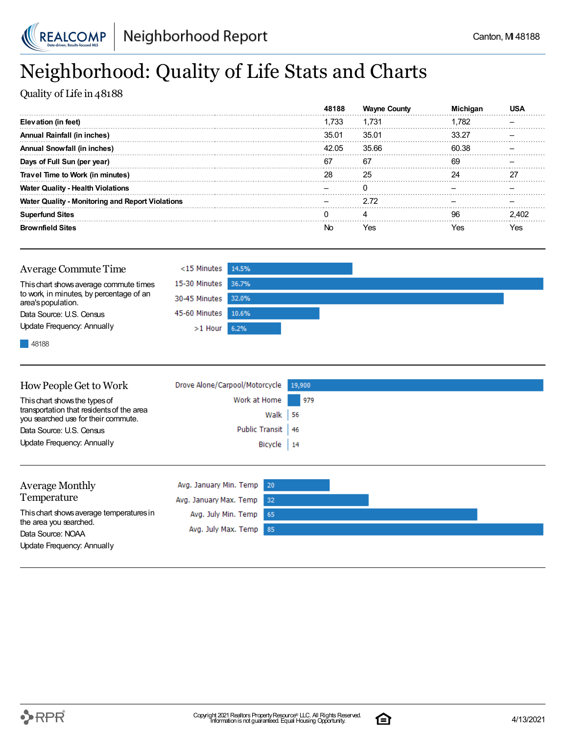# Neighborhood: Quality of Life Stats and Charts

Quality of Life in 48188

| | 48188 | Wayne County | Michigan | USA |
|---|---|---|---|---|
| **Elevation (in feet)** | 1,733 | 1,731 | 1,782 | – |
| **Annual Rainfall (in inches)** | 35.01 | 35.01 | 33.27 | – |
| **Annual Snowfall (in inches)** | 42.05 | 35.66 | 60.38 | – |
| **Days of Full Sun (per year)** | 67 | 67 | 69 | – |
| **Travel Time to Work (in minutes)** | 28 | 25 | 24 | 27 |
| **Water Quality - Health Violations** | – | 0 | – | – |
| **Water Quality - Monitoring and Report Violations** | – | 2.72 | – | – |
| **Superfund Sites** | 0 | 4 | 96 | 2,402 |
| **Brownfield Sites** | No | Yes | Yes | Yes |

## Average Commute Time

This chart shows average commute times to work, in minutes, by percentage of an area's population.

Data Source: U.S. Census

Update Frequency: Annually

| | 48188 |
|---|---|
| <15 Minutes | 14.5% |
| 15-30 Minutes | 36.7% |
| 30-45 Minutes | 32.0% |
| 45-60 Minutes | 10.6% |
| >1 Hour | 6.2% |

## How People Get to Work

This chart shows the types of transportation that residents of the area you searched use for their commute.

Data Source: U.S. Census

Update Frequency: Annually

| | |
|---|---|
| Drove Alone/Carpool/Motorcycle | 19,900 |
| Work at Home | 979 |
| Walk | 56 |
| Public Transit | 46 |
| Bicycle | 14 |

## Average Monthly Temperature

This chart shows average temperatures in the area you searched.

Data Source: NOAA

Update Frequency: Annually

| | |
|---|---|
| Avg. January Min. Temp | 20 |
| Avg. January Max. Temp | 32 |
| Avg. July Min. Temp | 65 |
| Avg. July Max. Temp | 85 |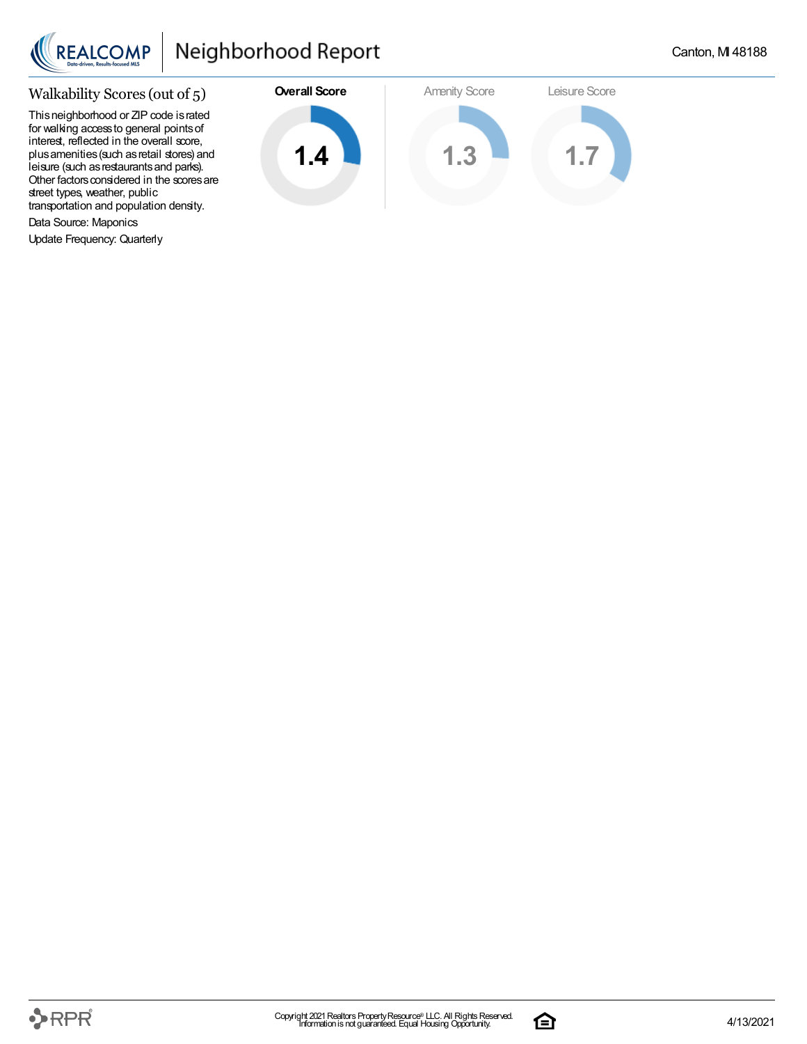## Walkability Scores (out of 5)

This neighborhood or ZIP code is rated for walking access to general points of interest, reflected in the overall score, plus amenities (such as retail stores) and leisure (such as restaurants and parks). Other factors considered in the scores are street types, weather, public transportation and population density.

Data Source: Maponics

Update Frequency: Quarterly

| Overall Score | Amenity Score | Leisure Score |
|---|---|---|
| 1.4 | 1.3 | 1.7 |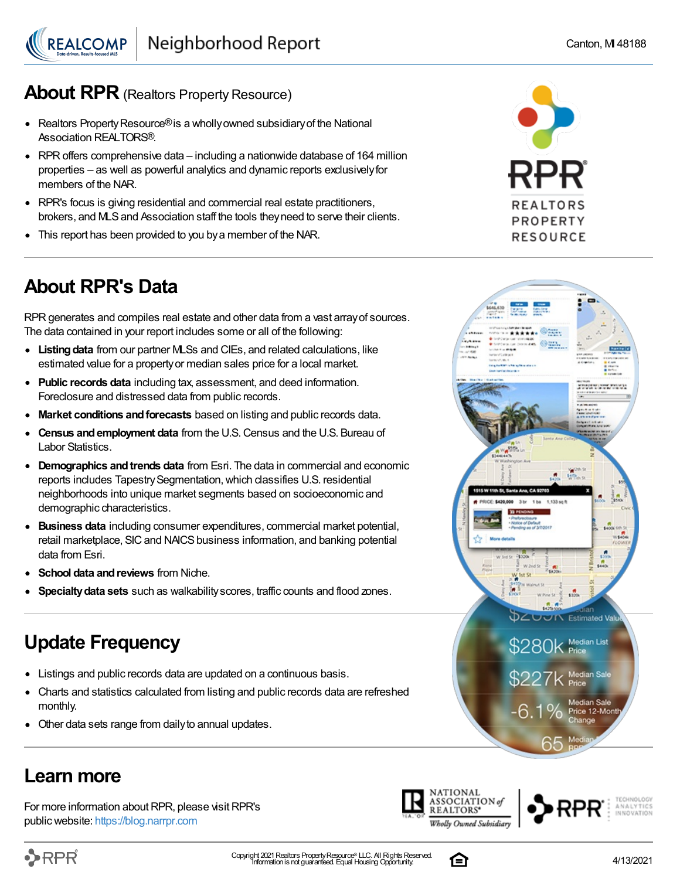# About RPR (Realtors Property Resource)

- Realtors Property Resource® is a wholly owned subsidiary of the National Association REALTORS®.
- RPR offers comprehensive data – including a nationwide database of 164 million properties – as well as powerful analytics and dynamic reports exclusively for members of the NAR.
- RPR's focus is giving residential and commercial real estate practitioners, brokers, and MLS and Association staff the tools they need to serve their clients.
- This report has been provided to you by a member of the NAR.

# About RPR's Data

RPR generates and compiles real estate and other data from a vast array of sources. The data contained in your report includes some or all of the following:

- **Listing data** from our partner MLSs and CIEs, and related calculations, like estimated value for a property or median sales price for a local market.
- **Public records data** including tax, assessment, and deed information. Foreclosure and distressed data from public records.
- **Market conditions and forecasts** based on listing and public records data.
- **Census and employment data** from the U.S. Census and the U.S. Bureau of Labor Statistics.
- **Demographics and trends data** from Esri. The data in commercial and economic reports includes Tapestry Segmentation, which classifies U.S. residential neighborhoods into unique market segments based on socioeconomic and demographic characteristics.
- **Business data** including consumer expenditures, commercial market potential, retail marketplace, SIC and NAICS business information, and banking potential data from Esri.
- **School data and reviews** from Niche.
- **Specialty data sets** such as walkability scores, traffic counts and flood zones.

# Update Frequency

- Listings and public records data are updated on a continuous basis.
- Charts and statistics calculated from listing and public records data are refreshed monthly.
- Other data sets range from daily to annual updates.

# Learn more

For more information about RPR, please visit RPR's public website: https://blog.narrpr.com